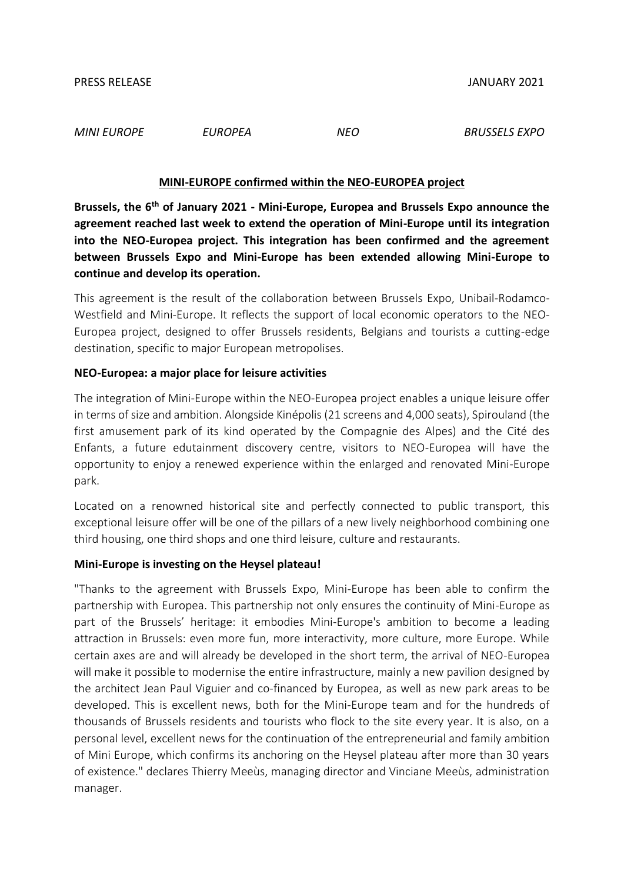PRESS RELEASE JANUARY 2021

*MINI EUROPE* *EUROPEA* *NEO* *BRUSSELS EXPO*

## MINI-EUROPE confirmed within the NEO-EUROPEA project

**Brussels, the 6th of January 2021 - Mini-Europe, Europea and Brussels Expo announce the agreement reached last week to extend the operation of Mini-Europe until its integration into the NEO-Europea project. This integration has been confirmed and the agreement between Brussels Expo and Mini-Europe has been extended allowing Mini-Europe to continue and develop its operation.**

This agreement is the result of the collaboration between Brussels Expo, Unibail-Rodamco-Westfield and Mini-Europe. It reflects the support of local economic operators to the NEO-Europea project, designed to offer Brussels residents, Belgians and tourists a cutting-edge destination, specific to major European metropolises.

### NEO-Europea: a major place for leisure activities

The integration of Mini-Europe within the NEO-Europea project enables a unique leisure offer in terms of size and ambition. Alongside Kinépolis (21 screens and 4,000 seats), Spirouland (the first amusement park of its kind operated by the Compagnie des Alpes) and the Cité des Enfants, a future edutainment discovery centre, visitors to NEO-Europea will have the opportunity to enjoy a renewed experience within the enlarged and renovated Mini-Europe park.

Located on a renowned historical site and perfectly connected to public transport, this exceptional leisure offer will be one of the pillars of a new lively neighborhood combining one third housing, one third shops and one third leisure, culture and restaurants.

### Mini-Europe is investing on the Heysel plateau!

"Thanks to the agreement with Brussels Expo, Mini-Europe has been able to confirm the partnership with Europea. This partnership not only ensures the continuity of Mini-Europe as part of the Brussels' heritage: it embodies Mini-Europe's ambition to become a leading attraction in Brussels: even more fun, more interactivity, more culture, more Europe. While certain axes are and will already be developed in the short term, the arrival of NEO-Europea will make it possible to modernise the entire infrastructure, mainly a new pavilion designed by the architect Jean Paul Viguier and co-financed by Europea, as well as new park areas to be developed. This is excellent news, both for the Mini-Europe team and for the hundreds of thousands of Brussels residents and tourists who flock to the site every year. It is also, on a personal level, excellent news for the continuation of the entrepreneurial and family ambition of Mini Europe, which confirms its anchoring on the Heysel plateau after more than 30 years of existence." declares Thierry Meeùs, managing director and Vinciane Meeùs, administration manager.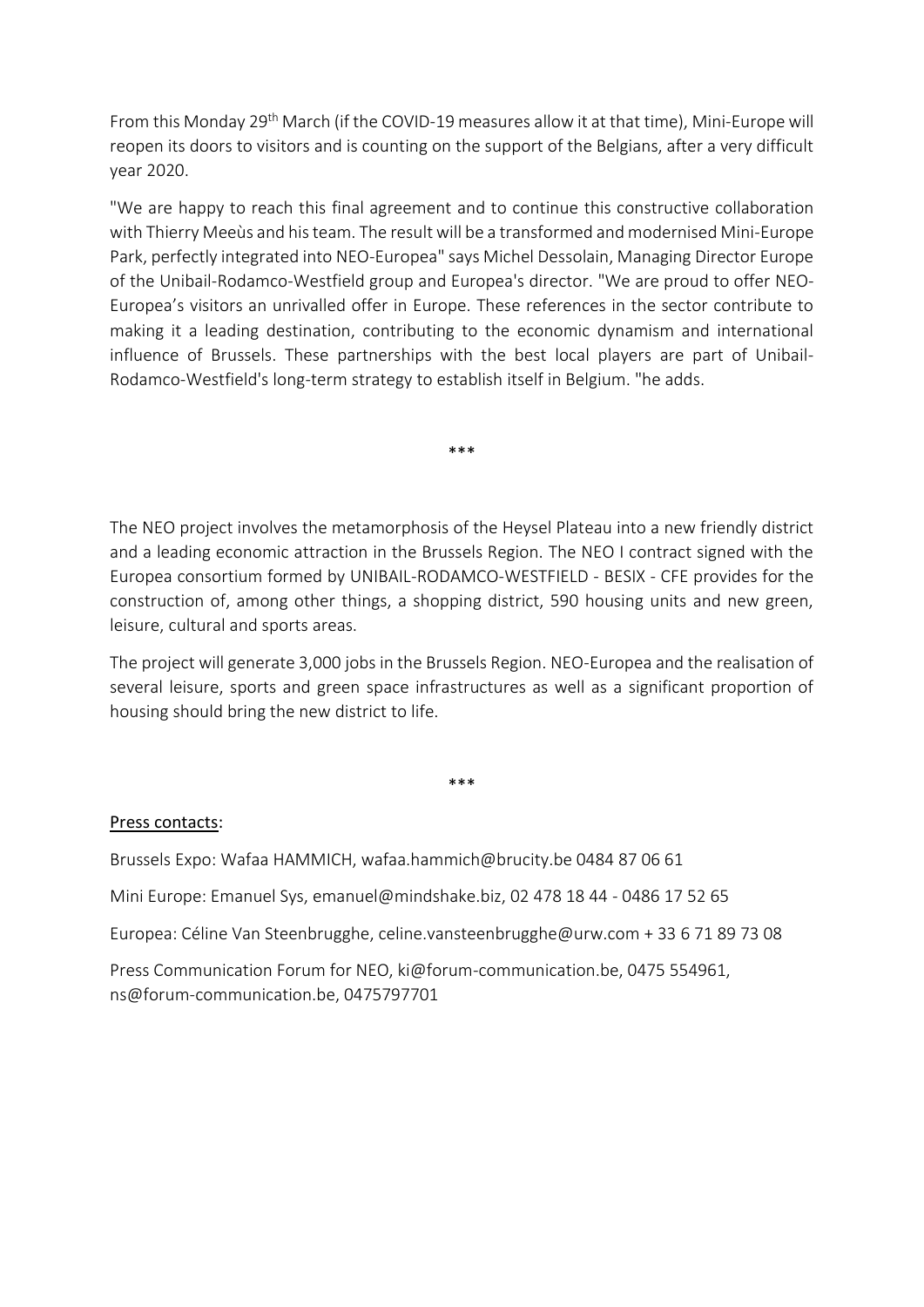From this Monday 29th March (if the COVID-19 measures allow it at that time), Mini-Europe will reopen its doors to visitors and is counting on the support of the Belgians, after a very difficult year 2020.

"We are happy to reach this final agreement and to continue this constructive collaboration with Thierry Meeùs and his team. The result will be a transformed and modernised Mini-Europe Park, perfectly integrated into NEO-Europea" says Michel Dessolain, Managing Director Europe of the Unibail-Rodamco-Westfield group and Europea's director. "We are proud to offer NEO-Europea's visitors an unrivalled offer in Europe. These references in the sector contribute to making it a leading destination, contributing to the economic dynamism and international influence of Brussels. These partnerships with the best local players are part of Unibail-Rodamco-Westfield's long-term strategy to establish itself in Belgium. "he adds.

***

The NEO project involves the metamorphosis of the Heysel Plateau into a new friendly district and a leading economic attraction in the Brussels Region. The NEO I contract signed with the Europea consortium formed by UNIBAIL-RODAMCO-WESTFIELD - BESIX - CFE provides for the construction of, among other things, a shopping district, 590 housing units and new green, leisure, cultural and sports areas.

The project will generate 3,000 jobs in the Brussels Region. NEO-Europea and the realisation of several leisure, sports and green space infrastructures as well as a significant proportion of housing should bring the new district to life.

***

Press contacts:

Brussels Expo: Wafaa HAMMICH, wafaa.hammich@brucity.be 0484 87 06 61

Mini Europe: Emanuel Sys, emanuel@mindshake.biz, 02 478 18 44 - 0486 17 52 65

Europea: Céline Van Steenbrugghe, celine.vansteenbrugghe@urw.com + 33 6 71 89 73 08

Press Communication Forum for NEO, ki@forum-communication.be, 0475 554961, ns@forum-communication.be, 0475797701